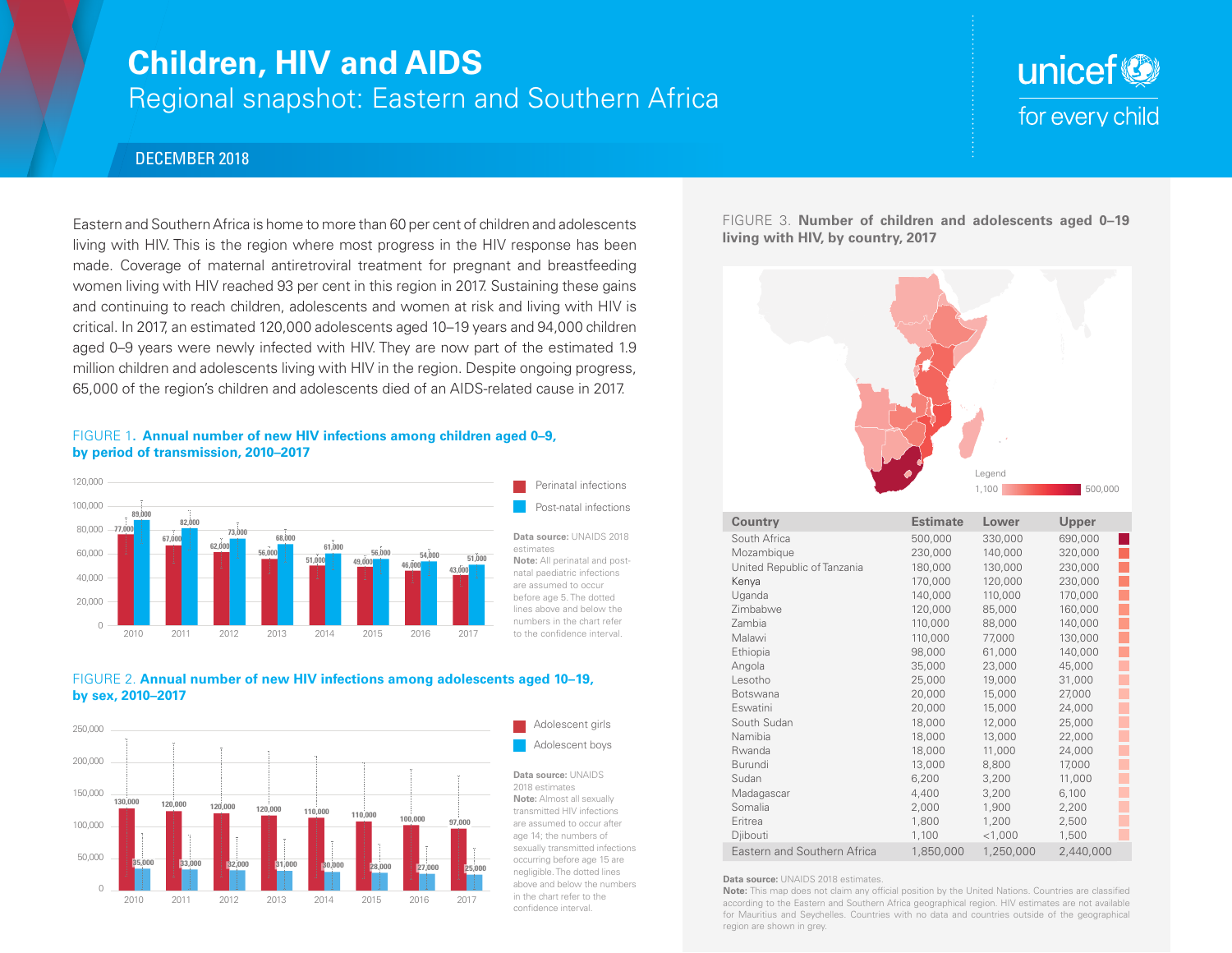# Children, HIV and AIDS

## Regional snapshot: Eastern and Southern Africa

DECEMBER 2018

Eastern and Southern Africa is home to more than 60 per cent of children and adolescents living with HIV. This is the region where most progress in the HIV response has been made. Coverage of maternal antiretroviral treatment for pregnant and breastfeeding women living with HIV reached 93 per cent in this region in 2017. Sustaining these gains and continuing to reach children, adolescents and women at risk and living with HIV is critical. In 2017, an estimated 120,000 adolescents aged 10–19 years and 94,000 children aged 0–9 years were newly infected with HIV. They are now part of the estimated 1.9 million children and adolescents living with HIV in the region. Despite ongoing progress, 65,000 of the region's children and adolescents died of an AIDS-related cause in 2017.

FIGURE 1. **Annual number of new HIV infections among children aged 0–9, by period of transmission, 2010–2017**

| Year | Perinatal infections | Post-natal infections |
|---|---|---|
| 2010 | 77,000 | 89,000 |
| 2011 | 67,000 | 82,000 |
| 2012 | 62,000 | 73,000 |
| 2013 | 56,000 | 68,000 |
| 2014 | 51,000 | 61,000 |
| 2015 | 49,000 | 56,000 |
| 2016 | 46,000 | 54,000 |
| 2017 | 43,000 | 51,000 |

**Data source:** UNAIDS 2018 estimates
**Note:** All perinatal and post-natal paediatric infections are assumed to occur before age 5. The dotted lines above and below the numbers in the chart refer to the confidence interval.

FIGURE 2. **Annual number of new HIV infections among adolescents aged 10–19, by sex, 2010–2017**

| Year | Adolescent girls | Adolescent boys |
|---|---|---|
| 2010 | 130,000 | 35,000 |
| 2011 | 120,000 | 33,000 |
| 2012 | 120,000 | 32,000 |
| 2013 | 120,000 | 31,000 |
| 2014 | 110,000 | 30,000 |
| 2015 | 110,000 | 28,000 |
| 2016 | 100,000 | 27,000 |
| 2017 | 97,000 | 25,000 |

**Data source:** UNAIDS 2018 estimates
**Note:** Almost all sexually transmitted HIV infections are assumed to occur after age 14; the numbers of sexually transmitted infections occurring before age 15 are negligible. The dotted lines above and below the numbers in the chart refer to the confidence interval.

FIGURE 3. **Number of children and adolescents aged 0–19 living with HIV, by country, 2017**

Legend: 1,100 – 500,000

| Country | Estimate | Lower | Upper |
|---|---|---|---|
| South Africa | 500,000 | 330,000 | 690,000 |
| Mozambique | 230,000 | 140,000 | 320,000 |
| United Republic of Tanzania | 180,000 | 130,000 | 230,000 |
| Kenya | 170,000 | 120,000 | 230,000 |
| Uganda | 140,000 | 110,000 | 170,000 |
| Zimbabwe | 120,000 | 85,000 | 160,000 |
| Zambia | 110,000 | 88,000 | 140,000 |
| Malawi | 110,000 | 77,000 | 130,000 |
| Ethiopia | 98,000 | 61,000 | 140,000 |
| Angola | 35,000 | 23,000 | 45,000 |
| Lesotho | 25,000 | 19,000 | 31,000 |
| Botswana | 20,000 | 15,000 | 27,000 |
| Eswatini | 20,000 | 15,000 | 24,000 |
| South Sudan | 18,000 | 12,000 | 25,000 |
| Namibia | 18,000 | 13,000 | 22,000 |
| Rwanda | 18,000 | 11,000 | 24,000 |
| Burundi | 13,000 | 8,800 | 17,000 |
| Sudan | 6,200 | 3,200 | 11,000 |
| Madagascar | 4,400 | 3,200 | 6,100 |
| Somalia | 2,000 | 1,900 | 2,200 |
| Eritrea | 1,800 | 1,200 | 2,500 |
| Djibouti | 1,100 | <1,000 | 1,500 |
| Eastern and Southern Africa | 1,850,000 | 1,250,000 | 2,440,000 |

**Data source:** UNAIDS 2018 estimates.
**Note:** This map does not claim any official position by the United Nations. Countries are classified according to the Eastern and Southern Africa geographical region. HIV estimates are not available for Mauritius and Seychelles. Countries with no data and countries outside of the geographical region are shown in grey.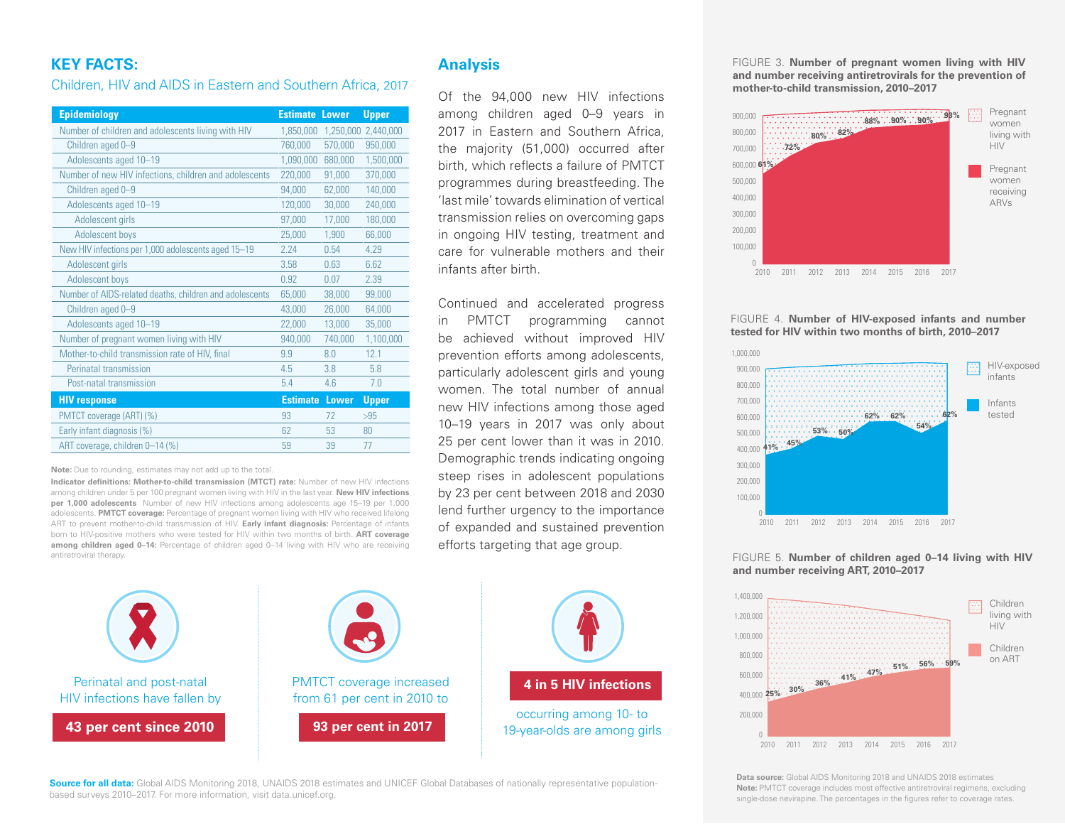## KEY FACTS:

Children, HIV and AIDS in Eastern and Southern Africa, 2017

| Epidemiology | Estimate | Lower | Upper |
|---|---|---|---|
| Number of children and adolescents living with HIV | 1,850,000 | 1,250,000 | 2,440,000 |
| Children aged 0–9 | 760,000 | 570,000 | 950,000 |
| Adolescents aged 10–19 | 1,090,000 | 680,000 | 1,500,000 |
| Number of new HIV infections, children and adolescents | 220,000 | 91,000 | 370,000 |
| Children aged 0–9 | 94,000 | 62,000 | 140,000 |
| Adolescents aged 10–19 | 120,000 | 30,000 | 240,000 |
| Adolescent girls | 97,000 | 17,000 | 180,000 |
| Adolescent boys | 25,000 | 1,900 | 66,000 |
| New HIV infections per 1,000 adolescents aged 15–19 | 2.24 | 0.54 | 4.29 |
| Adolescent girls | 3.58 | 0.63 | 6.62 |
| Adolescent boys | 0.92 | 0.07 | 2.39 |
| Number of AIDS-related deaths, children and adolescents | 65,000 | 38,000 | 99,000 |
| Children aged 0–9 | 43,000 | 26,000 | 64,000 |
| Adolescents aged 10–19 | 22,000 | 13,000 | 35,000 |
| Number of pregnant women living with HIV | 940,000 | 740,000 | 1,100,000 |
| Mother-to-child transmission rate of HIV, final | 9.9 | 8.0 | 12.1 |
| Perinatal transmission | 4.5 | 3.8 | 5.8 |
| Post-natal transmission | 5.4 | 4.6 | 7.0 |
| **HIV response** | **Estimate** | **Lower** | **Upper** |
| PMTCT coverage (ART) (%) | 93 | 72 | >95 |
| Early infant diagnosis (%) | 62 | 53 | 80 |
| ART coverage, children 0–14 (%) | 59 | 39 | 77 |

**Note:** Due to rounding, estimates may not add up to the total.

**Indicator definitions: Mother-to-child transmission (MTCT) rate:** Number of new HIV infections among children under 5 per 100 pregnant women living with HIV in the last year. **New HIV infections per 1,000 adolescents** Number of new HIV infections among adolescents age 15–19 per 1,000 adolescents. **PMTCT coverage:** Percentage of pregnant women living with HIV who received lifelong ART to prevent mother-to-child transmission of HIV. **Early infant diagnosis:** Percentage of infants born to HIV-positive mothers who were tested for HIV within two months of birth. **ART coverage among children aged 0–14:** Percentage of children aged 0–14 living with HIV who are receiving antiretroviral therapy.

## Analysis

Of the 94,000 new HIV infections among children aged 0–9 years in 2017 in Eastern and Southern Africa, the majority (51,000) occurred after birth, which reflects a failure of PMTCT programmes during breastfeeding. The 'last mile' towards elimination of vertical transmission relies on overcoming gaps in ongoing HIV testing, treatment and care for vulnerable mothers and their infants after birth.

Continued and accelerated progress in PMTCT programming cannot be achieved without improved HIV prevention efforts among adolescents, particularly adolescent girls and young women. The total number of annual new HIV infections among those aged 10–19 years in 2017 was only about 25 per cent lower than it was in 2010. Demographic trends indicating ongoing steep rises in adolescent populations by 23 per cent between 2018 and 2030 lend further urgency to the importance of expanded and sustained prevention efforts targeting that age group.

FIGURE 3. **Number of pregnant women living with HIV and number receiving antiretrovirals for the prevention of mother-to-child transmission, 2010–2017**

900,000
800,000
700,000
600,000
500,000
400,000
300,000
200,000
100,000
0
2010 2011 2012 2013 2014 2015 2016 2017
61% 72% 80% 82% 88% 90% 90% 93%
Pregnant women living with HIV
Pregnant women receiving ARVs

FIGURE 4. **Number of HIV-exposed infants and number tested for HIV within two months of birth, 2010–2017**

1,000,000
900,000
800,000
700,000
600,000
500,000
400,000
300,000
200,000
100,000
0
2010 2011 2012 2013 2014 2015 2016 2017
41% 45% 53% 50% 62% 62% 54% 62%
HIV-exposed infants
Infants tested

FIGURE 5. **Number of children aged 0–14 living with HIV and number receiving ART, 2010–2017**

1,400,000
1,200,000
1,000,000
800,000
600,000
400,000
200,000
0
2010 2011 2012 2013 2014 2015 2016 2017
25% 30% 36% 41% 47% 51% 56% 59%
Children living with HIV
Children on ART

Perinatal and post-natal HIV infections have fallen by **43 per cent since 2010**

PMTCT coverage increased from 61 per cent in 2010 to **93 per cent in 2017**

**4 in 5 HIV infections** occurring among 10- to 19-year-olds are among girls

**Source for all data:** Global AIDS Monitoring 2018, UNAIDS 2018 estimates and UNICEF Global Databases of nationally representative population-based surveys 2010–2017. For more information, visit data.unicef.org.

**Data source:** Global AIDS Monitoring 2018 and UNAIDS 2018 estimates
**Note:** PMTCT coverage includes most effective antiretroviral regimens, excluding single-dose nevirapine. The percentages in the figures refer to coverage rates.